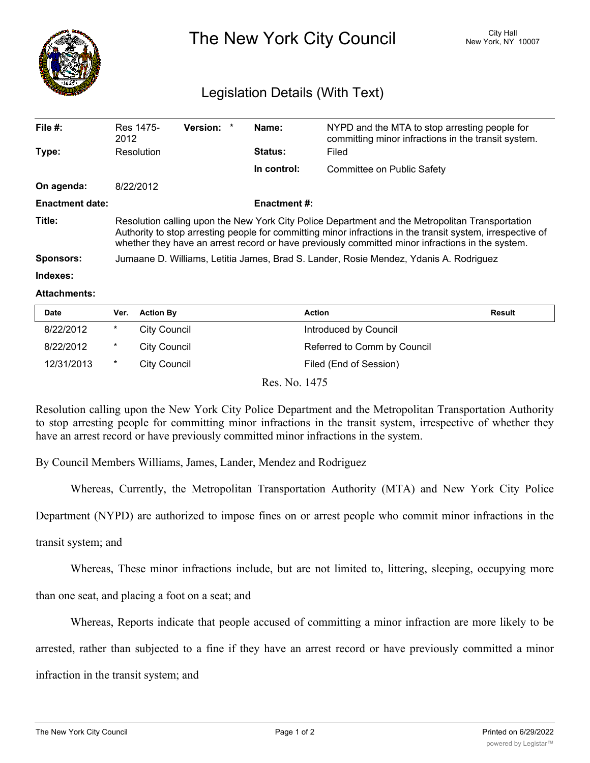# The New York City Council

City Hall
New York, NY 10007

## Legislation Details (With Text)

| | | | |
|---|---|---|---|
| **File #:** | Res 1475-2012 **Version:** * | **Name:** | NYPD and the MTA to stop arresting people for committing minor infractions in the transit system. |
| **Type:** | Resolution | **Status:** | Filed |
| | | **In control:** | Committee on Public Safety |
| **On agenda:** | 8/22/2012 | | |
| **Enactment date:** | | **Enactment #:** | |

**Title:** Resolution calling upon the New York City Police Department and the Metropolitan Transportation Authority to stop arresting people for committing minor infractions in the transit system, irrespective of whether they have an arrest record or have previously committed minor infractions in the system.

**Sponsors:** Jumaane D. Williams, Letitia James, Brad S. Lander, Rosie Mendez, Ydanis A. Rodriguez

**Indexes:**

**Attachments:**

| Date | Ver. | Action By | Action | Result |
|---|---|---|---|---|
| 8/22/2012 | * | City Council | Introduced by Council | |
| 8/22/2012 | * | City Council | Referred to Comm by Council | |
| 12/31/2013 | * | City Council | Filed (End of Session) | |

Res. No. 1475

Resolution calling upon the New York City Police Department and the Metropolitan Transportation Authority to stop arresting people for committing minor infractions in the transit system, irrespective of whether they have an arrest record or have previously committed minor infractions in the system.

By Council Members Williams, James, Lander, Mendez and Rodriguez

Whereas, Currently, the Metropolitan Transportation Authority (MTA) and New York City Police Department (NYPD) are authorized to impose fines on or arrest people who commit minor infractions in the transit system; and

Whereas, These minor infractions include, but are not limited to, littering, sleeping, occupying more than one seat, and placing a foot on a seat; and

Whereas, Reports indicate that people accused of committing a minor infraction are more likely to be arrested, rather than subjected to a fine if they have an arrest record or have previously committed a minor infraction in the transit system; and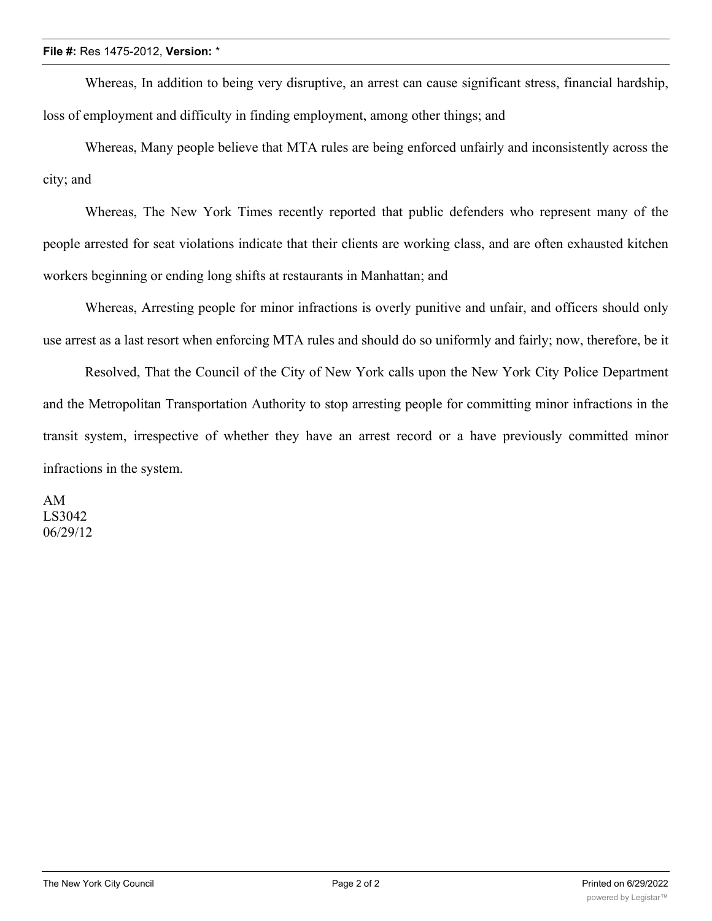Whereas, In addition to being very disruptive, an arrest can cause significant stress, financial hardship, loss of employment and difficulty in finding employment, among other things; and

Whereas, Many people believe that MTA rules are being enforced unfairly and inconsistently across the city; and

Whereas, The New York Times recently reported that public defenders who represent many of the people arrested for seat violations indicate that their clients are working class, and are often exhausted kitchen workers beginning or ending long shifts at restaurants in Manhattan; and

Whereas, Arresting people for minor infractions is overly punitive and unfair, and officers should only use arrest as a last resort when enforcing MTA rules and should do so uniformly and fairly; now, therefore, be it

Resolved, That the Council of the City of New York calls upon the New York City Police Department and the Metropolitan Transportation Authority to stop arresting people for committing minor infractions in the transit system, irrespective of whether they have an arrest record or a have previously committed minor infractions in the system.

AM
LS3042
06/29/12